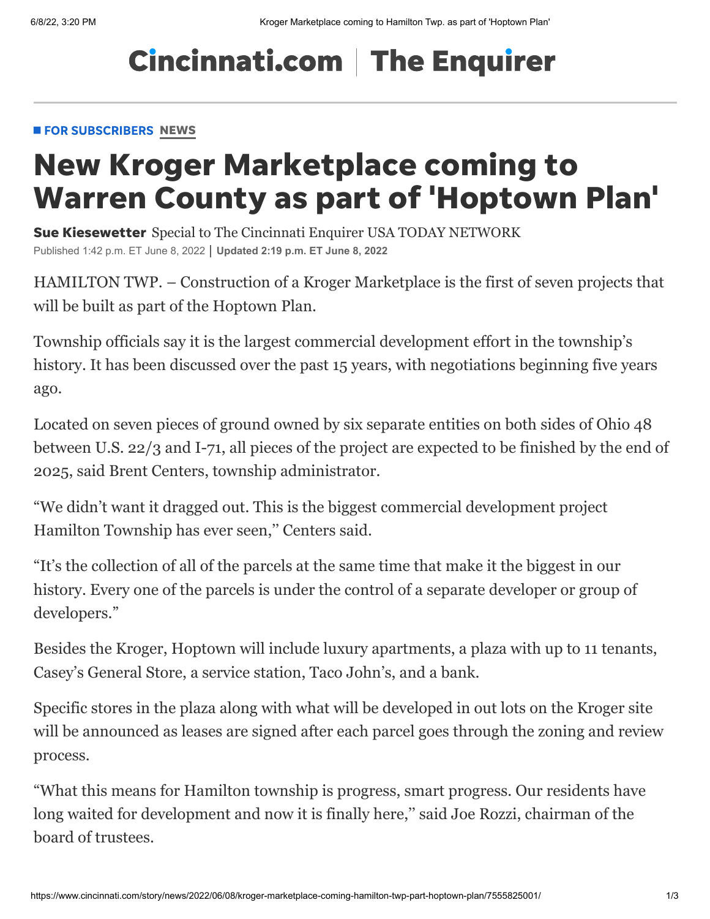Cincinnati.com | The Enquirer

FOR SUBSCRIBERS NEWS

# New Kroger Marketplace coming to Warren County as part of 'Hoptown Plan'

**Sue Kiesewetter** Special to The Cincinnati Enquirer USA TODAY NETWORK
Published 1:42 p.m. ET June 8, 2022 | Updated 2:19 p.m. ET June 8, 2022

HAMILTON TWP. – Construction of a Kroger Marketplace is the first of seven projects that will be built as part of the Hoptown Plan.

Township officials say it is the largest commercial development effort in the township's history. It has been discussed over the past 15 years, with negotiations beginning five years ago.

Located on seven pieces of ground owned by six separate entities on both sides of Ohio 48 between U.S. 22/3 and I-71, all pieces of the project are expected to be finished by the end of 2025, said Brent Centers, township administrator.

"We didn't want it dragged out. This is the biggest commercial development project Hamilton Township has ever seen," Centers said.

"It's the collection of all of the parcels at the same time that make it the biggest in our history. Every one of the parcels is under the control of a separate developer or group of developers."

Besides the Kroger, Hoptown will include luxury apartments, a plaza with up to 11 tenants, Casey's General Store, a service station, Taco John's, and a bank.

Specific stores in the plaza along with what will be developed in out lots on the Kroger site will be announced as leases are signed after each parcel goes through the zoning and review process.

"What this means for Hamilton township is progress, smart progress. Our residents have long waited for development and now it is finally here," said Joe Rozzi, chairman of the board of trustees.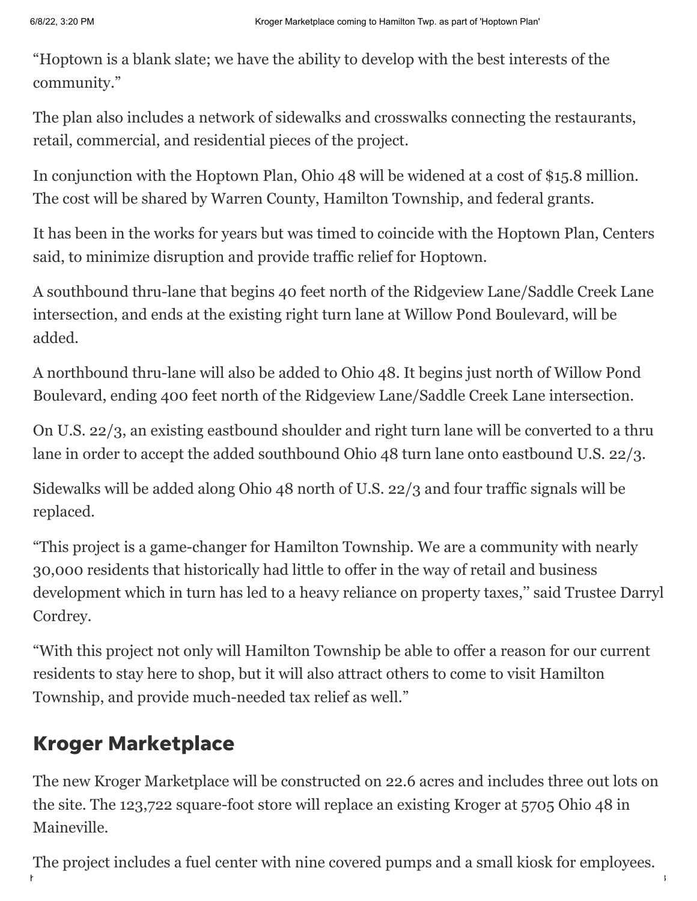"Hoptown is a blank slate; we have the ability to develop with the best interests of the community."

The plan also includes a network of sidewalks and crosswalks connecting the restaurants, retail, commercial, and residential pieces of the project.

In conjunction with the Hoptown Plan, Ohio 48 will be widened at a cost of $15.8 million. The cost will be shared by Warren County, Hamilton Township, and federal grants.

It has been in the works for years but was timed to coincide with the Hoptown Plan, Centers said, to minimize disruption and provide traffic relief for Hoptown.

A southbound thru-lane that begins 40 feet north of the Ridgeview Lane/Saddle Creek Lane intersection, and ends at the existing right turn lane at Willow Pond Boulevard, will be added.

A northbound thru-lane will also be added to Ohio 48. It begins just north of Willow Pond Boulevard, ending 400 feet north of the Ridgeview Lane/Saddle Creek Lane intersection.

On U.S. 22/3, an existing eastbound shoulder and right turn lane will be converted to a thru lane in order to accept the added southbound Ohio 48 turn lane onto eastbound U.S. 22/3.

Sidewalks will be added along Ohio 48 north of U.S. 22/3 and four traffic signals will be replaced.

"This project is a game-changer for Hamilton Township. We are a community with nearly 30,000 residents that historically had little to offer in the way of retail and business development which in turn has led to a heavy reliance on property taxes," said Trustee Darryl Cordrey.

"With this project not only will Hamilton Township be able to offer a reason for our current residents to stay here to shop, but it will also attract others to come to visit Hamilton Township, and provide much-needed tax relief as well."

## Kroger Marketplace

The new Kroger Marketplace will be constructed on 22.6 acres and includes three out lots on the site. The 123,722 square-foot store will replace an existing Kroger at 5705 Ohio 48 in Maineville.

The project includes a fuel center with nine covered pumps and a small kiosk for employees.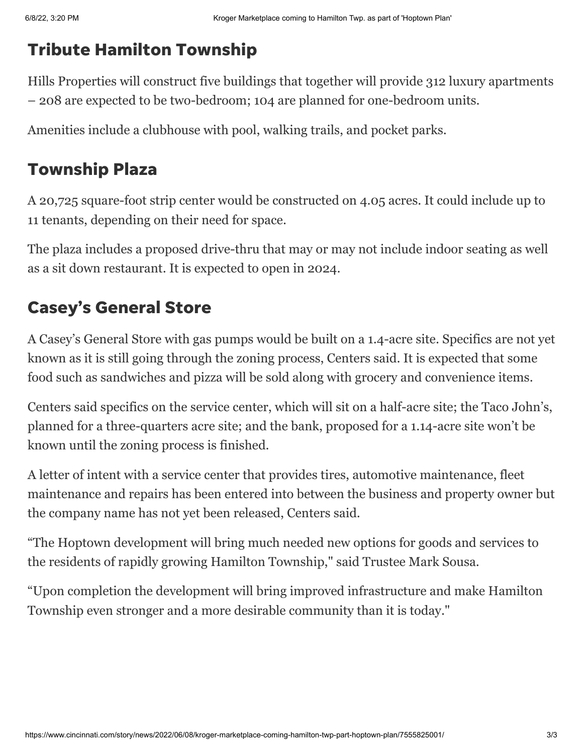## Tribute Hamilton Township

Hills Properties will construct five buildings that together will provide 312 luxury apartments – 208 are expected to be two-bedroom; 104 are planned for one-bedroom units.

Amenities include a clubhouse with pool, walking trails, and pocket parks.

## Township Plaza

A 20,725 square-foot strip center would be constructed on 4.05 acres. It could include up to 11 tenants, depending on their need for space.

The plaza includes a proposed drive-thru that may or may not include indoor seating as well as a sit down restaurant. It is expected to open in 2024.

## Casey's General Store

A Casey's General Store with gas pumps would be built on a 1.4-acre site. Specifics are not yet known as it is still going through the zoning process, Centers said. It is expected that some food such as sandwiches and pizza will be sold along with grocery and convenience items.

Centers said specifics on the service center, which will sit on a half-acre site; the Taco John's, planned for a three-quarters acre site; and the bank, proposed for a 1.14-acre site won't be known until the zoning process is finished.

A letter of intent with a service center that provides tires, automotive maintenance, fleet maintenance and repairs has been entered into between the business and property owner but the company name has not yet been released, Centers said.

"The Hoptown development will bring much needed new options for goods and services to the residents of rapidly growing Hamilton Township," said Trustee Mark Sousa.

"Upon completion the development will bring improved infrastructure and make Hamilton Township even stronger and a more desirable community than it is today."